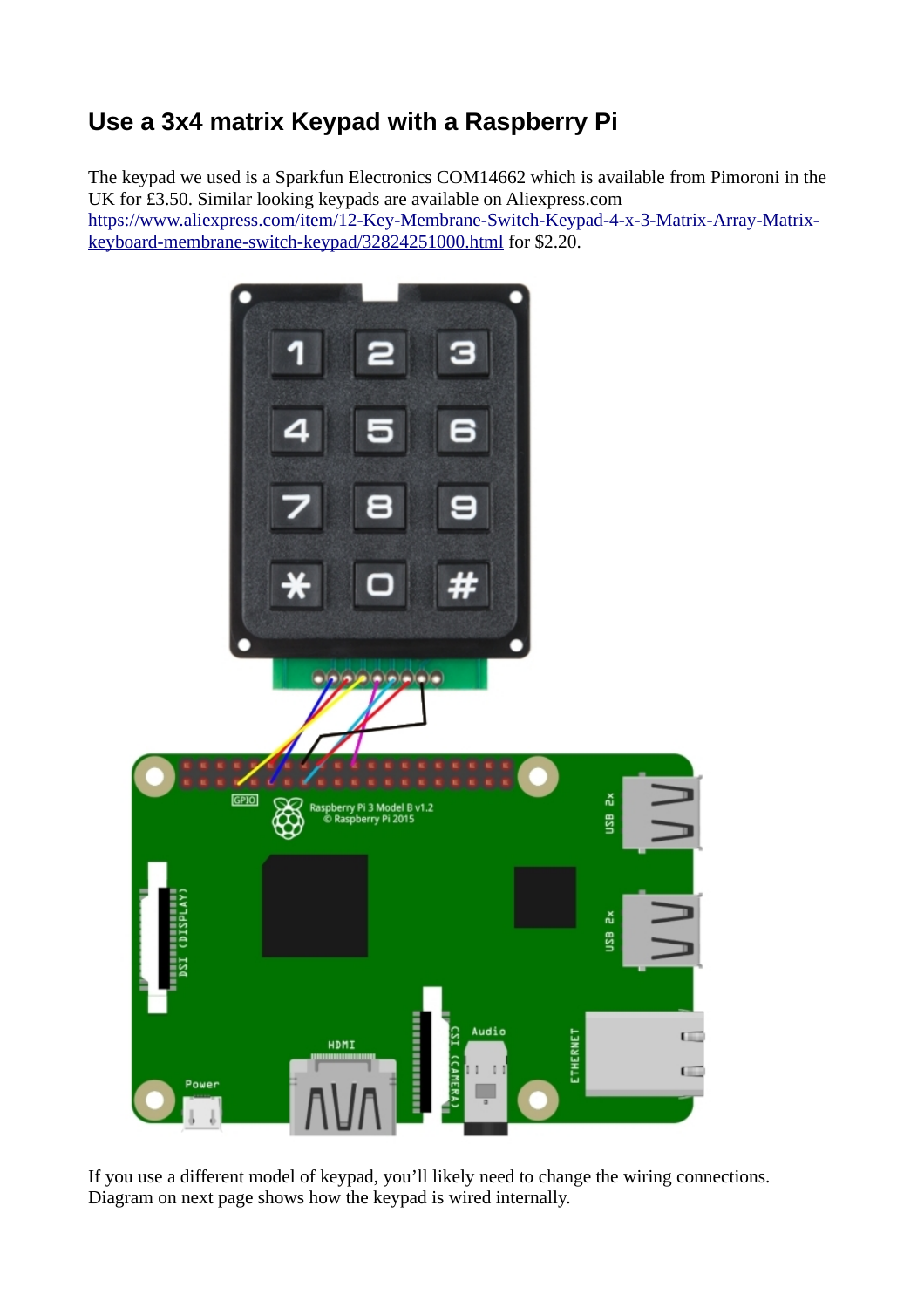# Use a 3x4 matrix Keypad with a Raspberry Pi

The keypad we used is a Sparkfun Electronics COM14662 which is available from Pimoroni in the UK for £3.50. Similar looking keypads are available on Aliexpress.com [https://www.aliexpress.com/item/12-Key-Membrane-Switch-Keypad-4-x-3-Matrix-Array-Matrix-keyboard-membrane-switch-keypad/32824251000.html](https://www.aliexpress.com/item/12-Key-Membrane-Switch-Keypad-4-x-3-Matrix-Array-Matrix-keyboard-membrane-switch-keypad/32824251000.html) for $2.20.

If you use a different model of keypad, you'll likely need to change the wiring connections. Diagram on next page shows how the keypad is wired internally.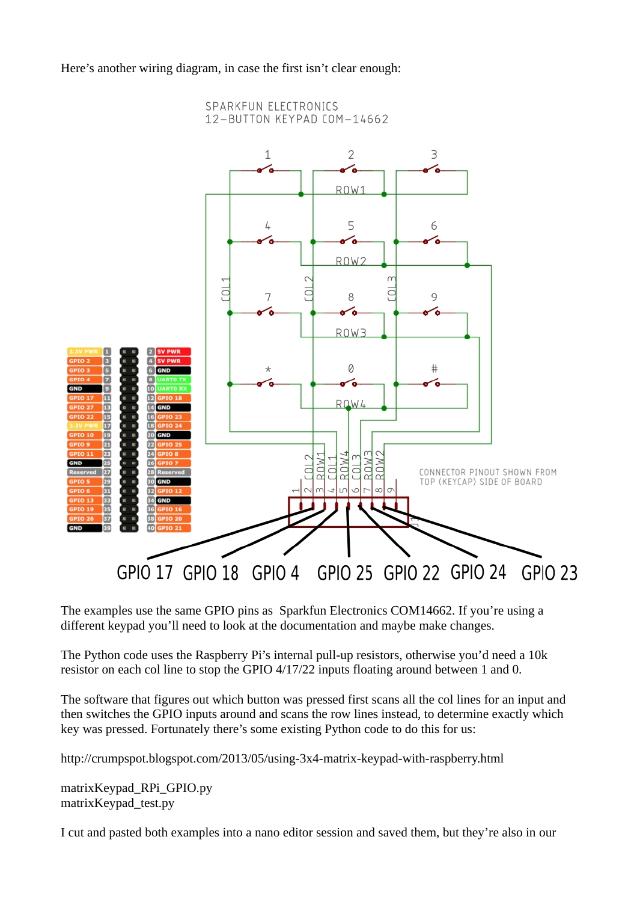Here's another wiring diagram, in case the first isn't clear enough:

The examples use the same GPIO pins as Sparkfun Electronics COM14662. If you're using a different keypad you'll need to look at the documentation and maybe make changes.

The Python code uses the Raspberry Pi's internal pull-up resistors, otherwise you'd need a 10k resistor on each col line to stop the GPIO 4/17/22 inputs floating around between 1 and 0.

The software that figures out which button was pressed first scans all the col lines for an input and then switches the GPIO inputs around and scans the row lines instead, to determine exactly which key was pressed. Fortunately there's some existing Python code to do this for us:

http://crumpspot.blogspot.com/2013/05/using-3x4-matrix-keypad-with-raspberry.html

matrixKeypad_RPi_GPIO.py
matrixKeypad_test.py

I cut and pasted both examples into a nano editor session and saved them, but they're also in our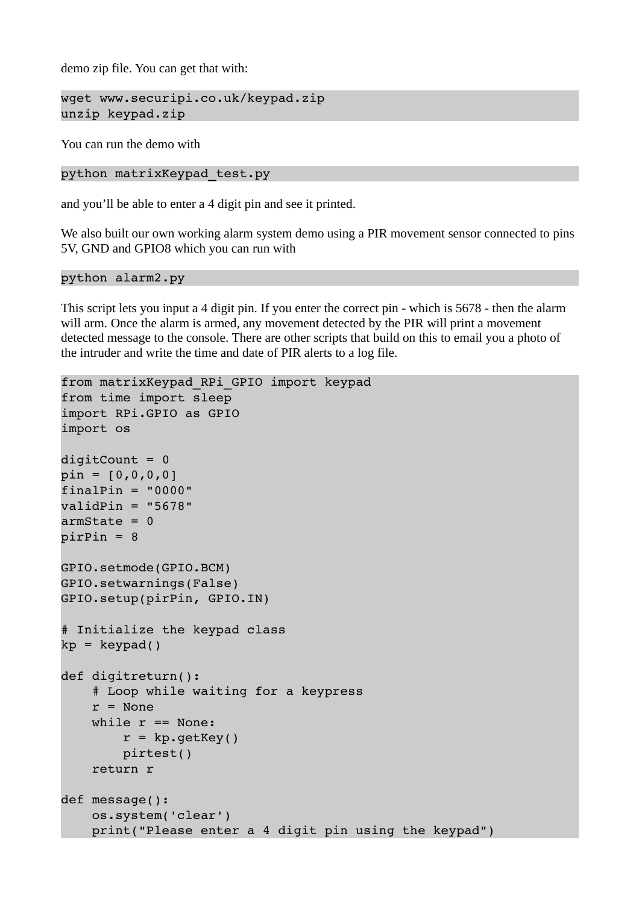demo zip file. You can get that with:

```
wget www.securipi.co.uk/keypad.zip
unzip keypad.zip
```

You can run the demo with

```
python matrixKeypad_test.py
```

and you'll be able to enter a 4 digit pin and see it printed.

We also built our own working alarm system demo using a PIR movement sensor connected to pins 5V, GND and GPIO8 which you can run with

```
python alarm2.py
```

This script lets you input a 4 digit pin. If you enter the correct pin - which is 5678 - then the alarm will arm. Once the alarm is armed, any movement detected by the PIR will print a movement detected message to the console. There are other scripts that build on this to email you a photo of the intruder and write the time and date of PIR alerts to a log file.

```
from matrixKeypad_RPi_GPIO import keypad
from time import sleep
import RPi.GPIO as GPIO
import os

digitCount = 0
pin = [0,0,0,0]
finalPin = "0000"
validPin = "5678"
armState = 0
pirPin = 8

GPIO.setmode(GPIO.BCM)
GPIO.setwarnings(False)
GPIO.setup(pirPin, GPIO.IN)

# Initialize the keypad class
kp = keypad()

def digitreturn():
    # Loop while waiting for a keypress
    r = None
    while r == None:
        r = kp.getKey()
        pirtest()
    return r

def message():
    os.system('clear')
    print("Please enter a 4 digit pin using the keypad")
```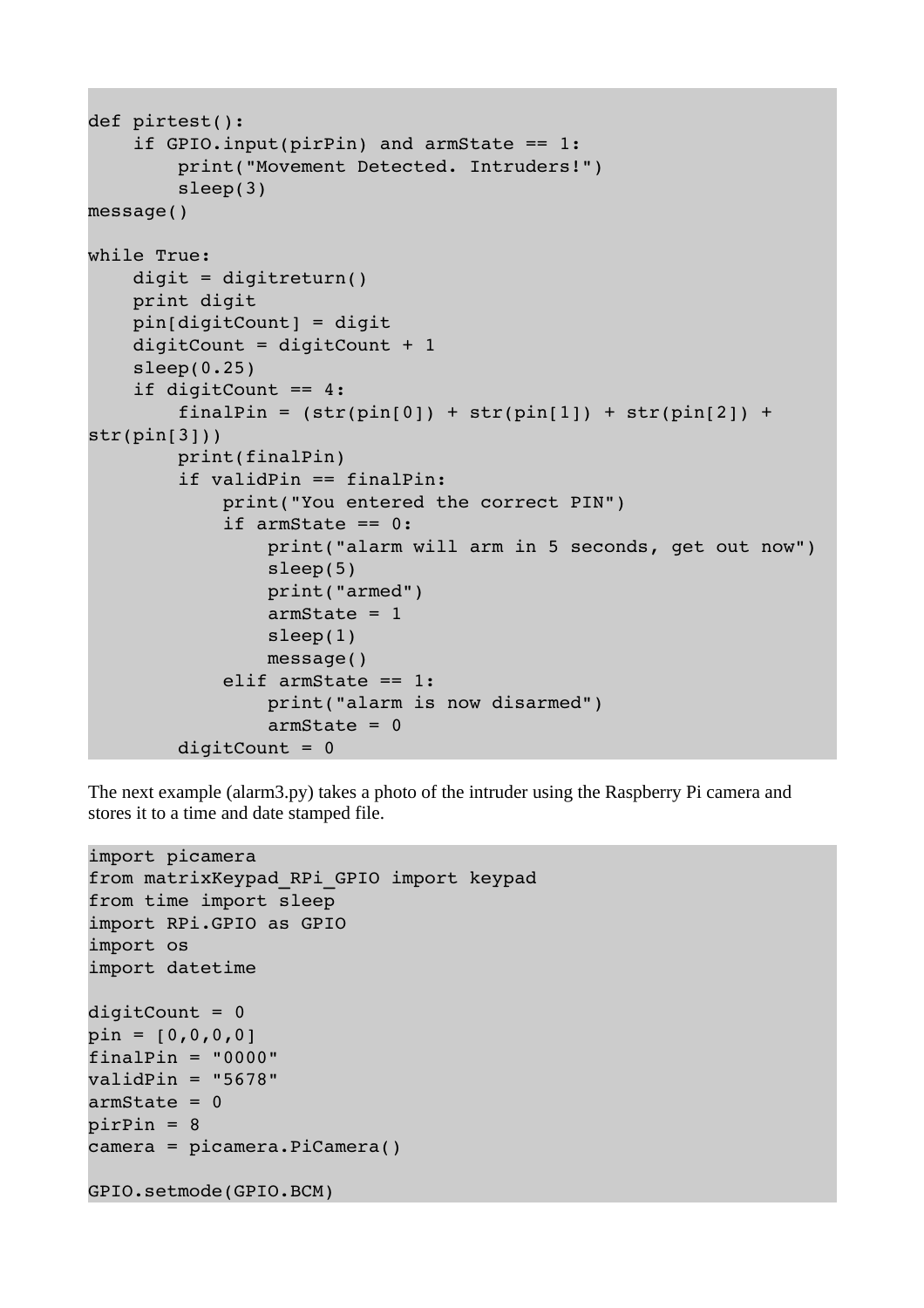```
def pirtest():
    if GPIO.input(pirPin) and armState == 1:
        print("Movement Detected. Intruders!")
        sleep(3)
message()

while True:
    digit = digitreturn()
    print digit
    pin[digitCount] = digit
    digitCount = digitCount + 1
    sleep(0.25)
    if digitCount == 4:
        finalPin = (str(pin[0]) + str(pin[1]) + str(pin[2]) + 
str(pin[3]))
        print(finalPin)
        if validPin == finalPin:
            print("You entered the correct PIN")
            if armState == 0:
                print("alarm will arm in 5 seconds, get out now")
                sleep(5)
                print("armed")
                armState = 1
                sleep(1)
                message()
            elif armState == 1:
                print("alarm is now disarmed")
                armState = 0
        digitCount = 0
```

The next example (alarm3.py) takes a photo of the intruder using the Raspberry Pi camera and stores it to a time and date stamped file.

```
import picamera
from matrixKeypad_RPi_GPIO import keypad
from time import sleep
import RPi.GPIO as GPIO
import os
import datetime

digitCount = 0
pin = [0,0,0,0]
finalPin = "0000"
validPin = "5678"
armState = 0
pirPin = 8
camera = picamera.PiCamera()

GPIO.setmode(GPIO.BCM)
```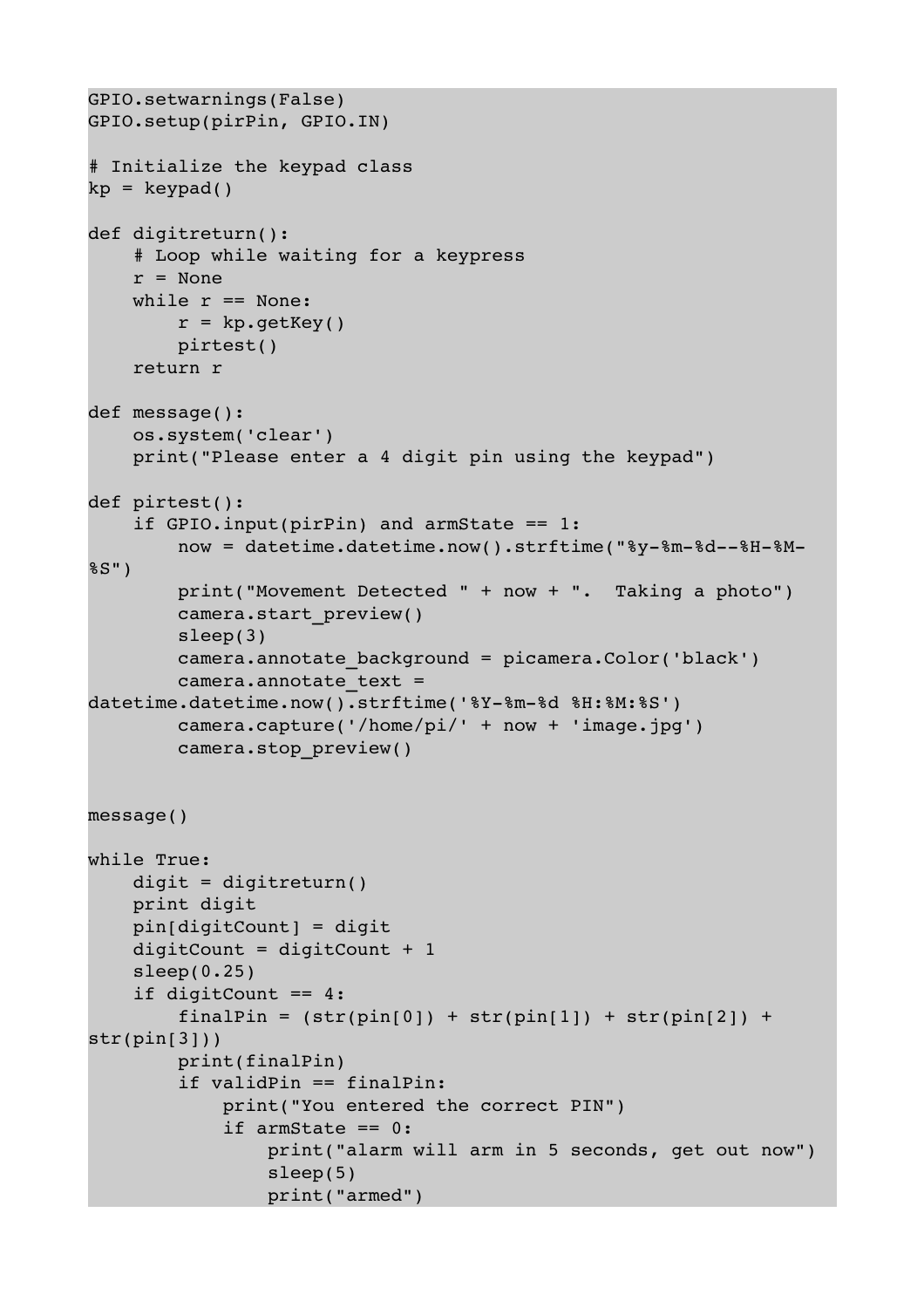```
GPIO.setwarnings(False)
GPIO.setup(pirPin, GPIO.IN)

# Initialize the keypad class
kp = keypad()

def digitreturn():
    # Loop while waiting for a keypress
    r = None
    while r == None:
        r = kp.getKey()
        pirtest()
    return r

def message():
    os.system('clear')
    print("Please enter a 4 digit pin using the keypad")

def pirtest():
    if GPIO.input(pirPin) and armState == 1:
        now = datetime.datetime.now().strftime("%y-%m-%d--%H-%M-%S")
        print("Movement Detected " + now + ".  Taking a photo")
        camera.start_preview()
        sleep(3)
        camera.annotate_background = picamera.Color('black')
        camera.annotate_text = datetime.datetime.now().strftime('%Y-%m-%d %H:%M:%S')
        camera.capture('/home/pi/' + now + 'image.jpg')
        camera.stop_preview()


message()

while True:
    digit = digitreturn()
    print digit
    pin[digitCount] = digit
    digitCount = digitCount + 1
    sleep(0.25)
    if digitCount == 4:
        finalPin = (str(pin[0]) + str(pin[1]) + str(pin[2]) + str(pin[3]))
        print(finalPin)
        if validPin == finalPin:
            print("You entered the correct PIN")
            if armState == 0:
                print("alarm will arm in 5 seconds, get out now")
                sleep(5)
                print("armed")
```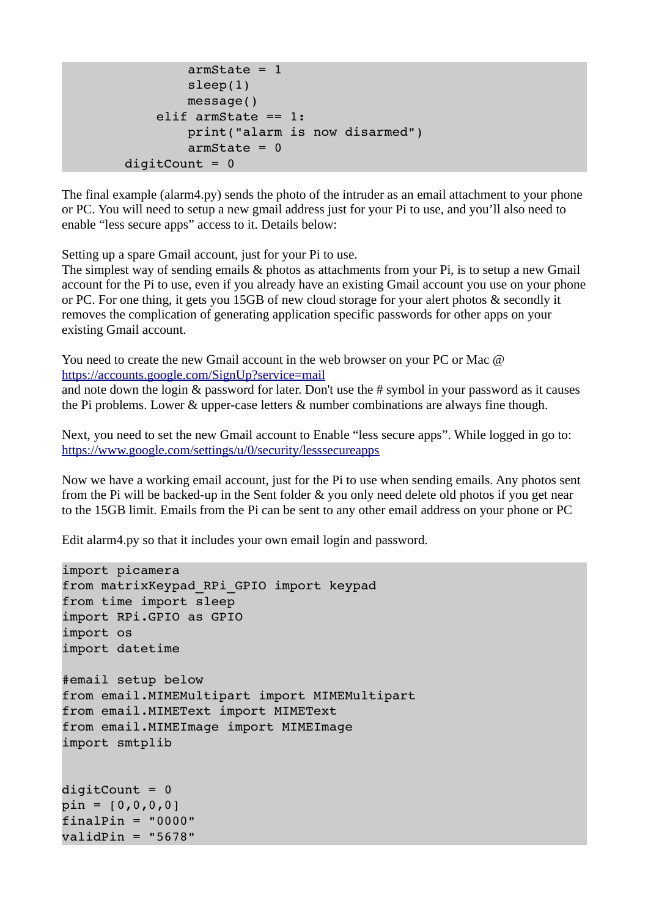```
                armState = 1
                sleep(1)
                message()
            elif armState == 1:
                print("alarm is now disarmed")
                armState = 0
        digitCount = 0
```

The final example (alarm4.py) sends the photo of the intruder as an email attachment to your phone or PC. You will need to setup a new gmail address just for your Pi to use, and you'll also need to enable "less secure apps" access to it. Details below:

Setting up a spare Gmail account, just for your Pi to use.
The simplest way of sending emails & photos as attachments from your Pi, is to setup a new Gmail account for the Pi to use, even if you already have an existing Gmail account you use on your phone or PC. For one thing, it gets you 15GB of new cloud storage for your alert photos & secondly it removes the complication of generating application specific passwords for other apps on your existing Gmail account.

You need to create the new Gmail account in the web browser on your PC or Mac @ [https://accounts.google.com/SignUp?service=mail](https://accounts.google.com/SignUp?service=mail)
and note down the login & password for later. Don't use the # symbol in your password as it causes the Pi problems. Lower & upper-case letters & number combinations are always fine though.

Next, you need to set the new Gmail account to Enable "less secure apps". While logged in go to: [https://www.google.com/settings/u/0/security/lesssecureapps](https://www.google.com/settings/u/0/security/lesssecureapps)

Now we have a working email account, just for the Pi to use when sending emails. Any photos sent from the Pi will be backed-up in the Sent folder & you only need delete old photos if you get near to the 15GB limit. Emails from the Pi can be sent to any other email address on your phone or PC

Edit alarm4.py so that it includes your own email login and password.

```
import picamera
from matrixKeypad_RPi_GPIO import keypad
from time import sleep
import RPi.GPIO as GPIO
import os
import datetime

#email setup below
from email.MIMEMultipart import MIMEMultipart
from email.MIMEText import MIMEText
from email.MIMEImage import MIMEImage
import smtplib


digitCount = 0
pin = [0,0,0,0]
finalPin = "0000"
validPin = "5678"
```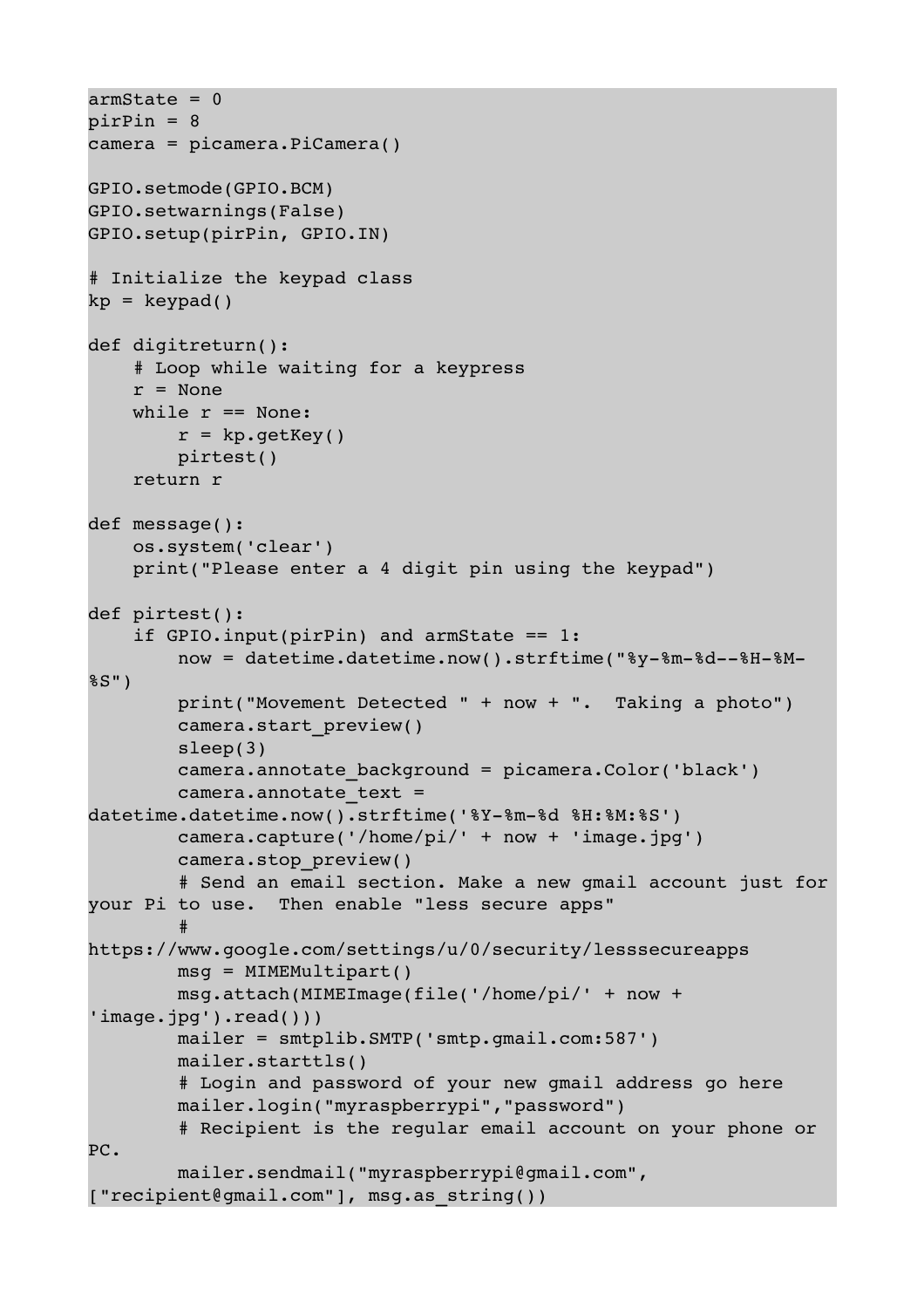```
armState = 0
pirPin = 8
camera = picamera.PiCamera()

GPIO.setmode(GPIO.BCM)
GPIO.setwarnings(False)
GPIO.setup(pirPin, GPIO.IN)

# Initialize the keypad class
kp = keypad()

def digitreturn():
    # Loop while waiting for a keypress
    r = None
    while r == None:
        r = kp.getKey()
        pirtest()
    return r

def message():
    os.system('clear')
    print("Please enter a 4 digit pin using the keypad")

def pirtest():
    if GPIO.input(pirPin) and armState == 1:
        now = datetime.datetime.now().strftime("%y-%m-%d--%H-%M-
%S")
        print("Movement Detected " + now + ".  Taking a photo")
        camera.start_preview()
        sleep(3)
        camera.annotate_background = picamera.Color('black')
        camera.annotate_text =
datetime.datetime.now().strftime('%Y-%m-%d %H:%M:%S')
        camera.capture('/home/pi/' + now + 'image.jpg')
        camera.stop_preview()
        # Send an email section. Make a new gmail account just for
your Pi to use.  Then enable "less secure apps"
        #
https://www.google.com/settings/u/0/security/lesssecureapps
        msg = MIMEMultipart()
        msg.attach(MIMEImage(file('/home/pi/' + now +
'image.jpg').read()))
        mailer = smtplib.SMTP('smtp.gmail.com:587')
        mailer.starttls()
        # Login and password of your new gmail address go here
        mailer.login("myraspberrypi","password")
        # Recipient is the regular email account on your phone or
PC.
        mailer.sendmail("myraspberrypi@gmail.com",
["recipient@gmail.com"], msg.as_string())
```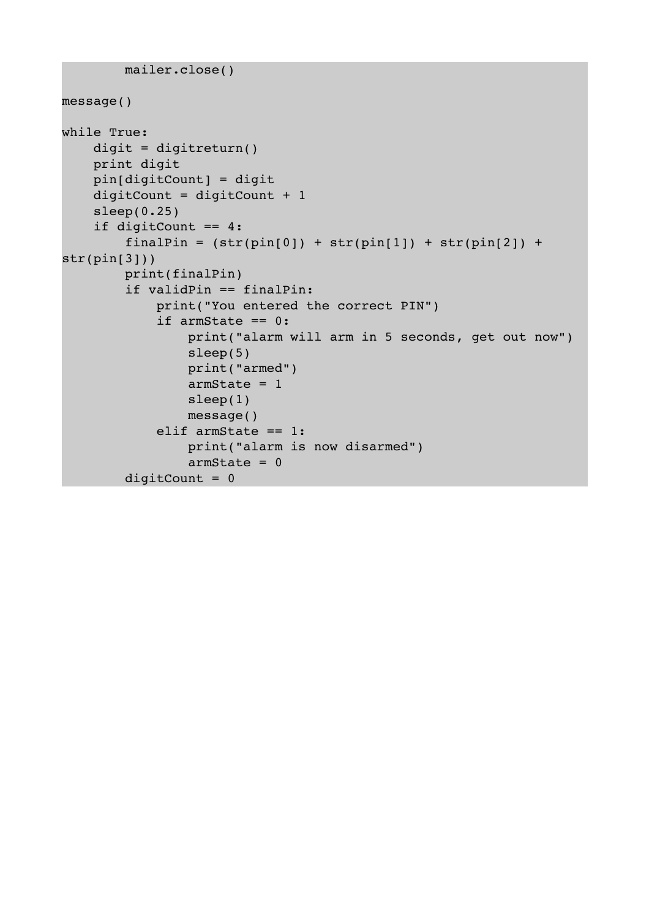```
        mailer.close()

message()

while True:
    digit = digitreturn()
    print digit
    pin[digitCount] = digit
    digitCount = digitCount + 1
    sleep(0.25)
    if digitCount == 4:
        finalPin = (str(pin[0]) + str(pin[1]) + str(pin[2]) +
str(pin[3]))
        print(finalPin)
        if validPin == finalPin:
            print("You entered the correct PIN")
            if armState == 0:
                print("alarm will arm in 5 seconds, get out now")
                sleep(5)
                print("armed")
                armState = 1
                sleep(1)
                message()
            elif armState == 1:
                print("alarm is now disarmed")
                armState = 0
        digitCount = 0
```